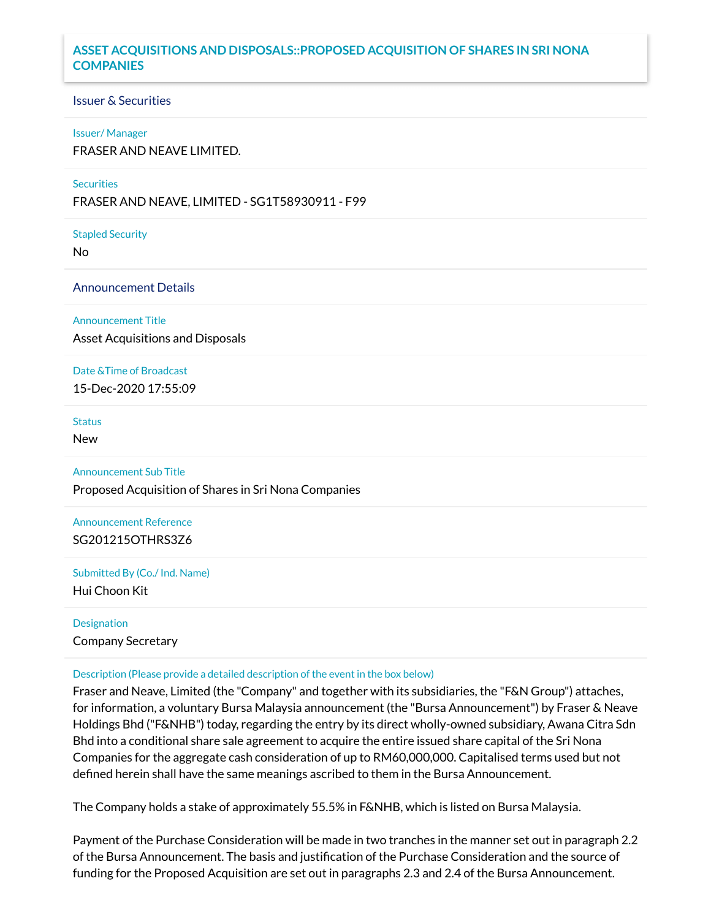# ASSET ACQUISITIONS AND DISPOSALS::PROPOSED ACQUISITION OF SHARES IN SRI NONA COMPANIES

## Issuer & Securities

**Issuer/ Manager**

FRASER AND NEAVE LIMITED.

**Securities**

FRASER AND NEAVE, LIMITED - SG1T58930911 - F99

**Stapled Security**

No

## Announcement Details

**Announcement Title**

Asset Acquisitions and Disposals

**Date &Time of Broadcast**

15-Dec-2020 17:55:09

**Status**

New

**Announcement Sub Title**

Proposed Acquisition of Shares in Sri Nona Companies

**Announcement Reference**

SG201215OTHRS3Z6

**Submitted By (Co./ Ind. Name)**

Hui Choon Kit

**Designation**

Company Secretary

**Description (Please provide a detailed description of the event in the box below)**

Fraser and Neave, Limited (the "Company" and together with its subsidiaries, the "F&N Group") attaches, for information, a voluntary Bursa Malaysia announcement (the "Bursa Announcement") by Fraser & Neave Holdings Bhd ("F&NHB") today, regarding the entry by its direct wholly-owned subsidiary, Awana Citra Sdn Bhd into a conditional share sale agreement to acquire the entire issued share capital of the Sri Nona Companies for the aggregate cash consideration of up to RM60,000,000. Capitalised terms used but not defined herein shall have the same meanings ascribed to them in the Bursa Announcement.

The Company holds a stake of approximately 55.5% in F&NHB, which is listed on Bursa Malaysia.

Payment of the Purchase Consideration will be made in two tranches in the manner set out in paragraph 2.2 of the Bursa Announcement. The basis and justification of the Purchase Consideration and the source of funding for the Proposed Acquisition are set out in paragraphs 2.3 and 2.4 of the Bursa Announcement.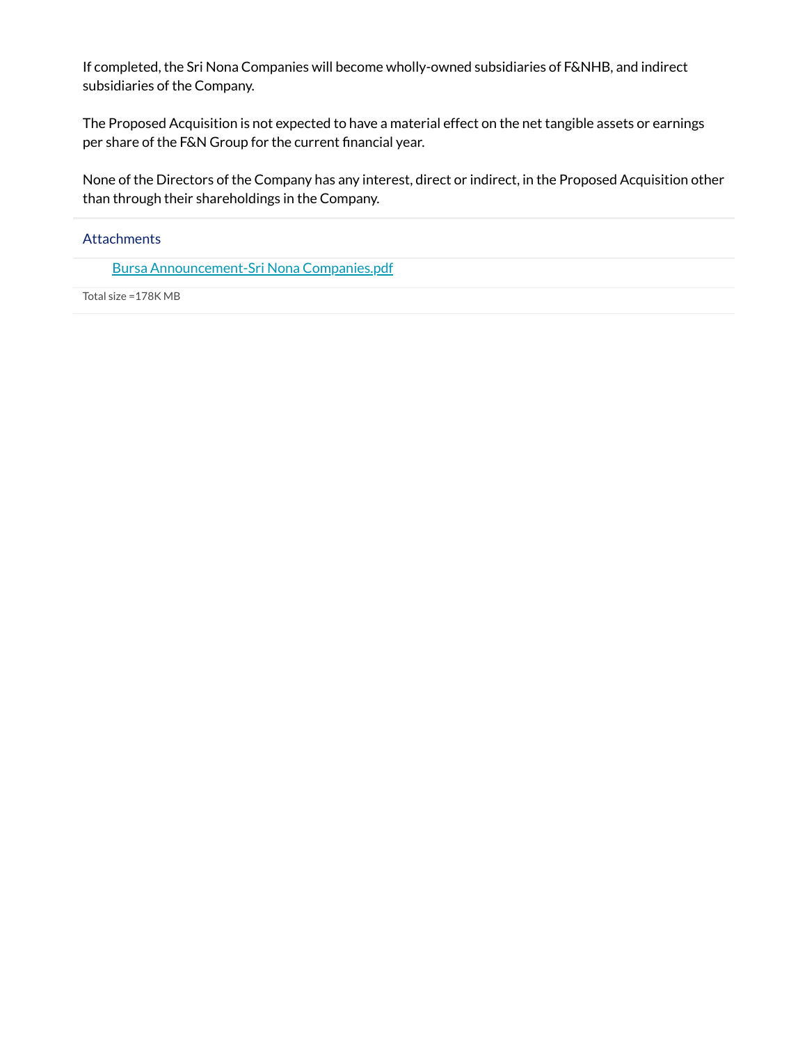If completed, the Sri Nona Companies will become wholly-owned subsidiaries of F&NHB, and indirect subsidiaries of the Company.

The Proposed Acquisition is not expected to have a material effect on the net tangible assets or earnings per share of the F&N Group for the current financial year.

None of the Directors of the Company has any interest, direct or indirect, in the Proposed Acquisition other than through their shareholdings in the Company.

## Attachments

Bursa Announcement-Sri Nona Companies.pdf

Total size =178K MB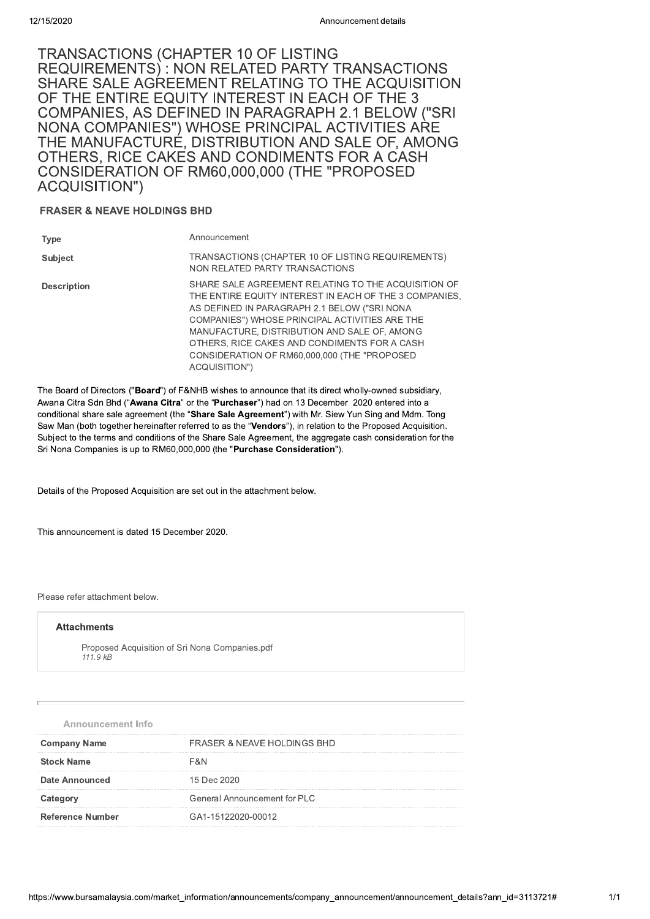# TRANSACTIONS (CHAPTER 10 OF LISTING REQUIREMENTS) : NON RELATED PARTY TRANSACTIONS SHARE SALE AGREEMENT RELATING TO THE ACQUISITION OF THE ENTIRE EQUITY INTEREST IN EACH OF THE 3 COMPANIES, AS DEFINED IN PARAGRAPH 2.1 BELOW ("SRI NONA COMPANIES") WHOSE PRINCIPAL ACTIVITIES ARE THE MANUFACTURE, DISTRIBUTION AND SALE OF, AMONG OTHERS, RICE CAKES AND CONDIMENTS FOR A CASH CONSIDERATION OF RM60,000,000 (THE "PROPOSED ACQUISITION")

## FRASER & NEAVE HOLDINGS BHD

| | |
|---|---|
| **Type** | Announcement |
| **Subject** | TRANSACTIONS (CHAPTER 10 OF LISTING REQUIREMENTS) NON RELATED PARTY TRANSACTIONS |
| **Description** | SHARE SALE AGREEMENT RELATING TO THE ACQUISITION OF THE ENTIRE EQUITY INTEREST IN EACH OF THE 3 COMPANIES, AS DEFINED IN PARAGRAPH 2.1 BELOW ("SRI NONA COMPANIES") WHOSE PRINCIPAL ACTIVITIES ARE THE MANUFACTURE, DISTRIBUTION AND SALE OF, AMONG OTHERS, RICE CAKES AND CONDIMENTS FOR A CASH CONSIDERATION OF RM60,000,000 (THE "PROPOSED ACQUISITION") |

The Board of Directors ("**Board**") of F&NHB wishes to announce that its direct wholly-owned subsidiary, Awana Citra Sdn Bhd ("**Awana Citra**" or the "**Purchaser**") had on 13 December 2020 entered into a conditional share sale agreement (the "**Share Sale Agreement**") with Mr. Siew Yun Sing and Mdm. Tong Saw Man (both together hereinafter referred to as the "**Vendors**"), in relation to the Proposed Acquisition. Subject to the terms and conditions of the Share Sale Agreement, the aggregate cash consideration for the Sri Nona Companies is up to RM60,000,000 (the "**Purchase Consideration**").

Details of the Proposed Acquisition are set out in the attachment below.

This announcement is dated 15 December 2020.

Please refer attachment below.

**Attachments**

Proposed Acquisition of Sri Nona Companies.pdf
*111.9 kB*

**Announcement Info**

| | |
|---|---|
| **Company Name** | FRASER & NEAVE HOLDINGS BHD |
| **Stock Name** | F&N |
| **Date Announced** | 15 Dec 2020 |
| **Category** | General Announcement for PLC |
| **Reference Number** | GA1-15122020-00012 |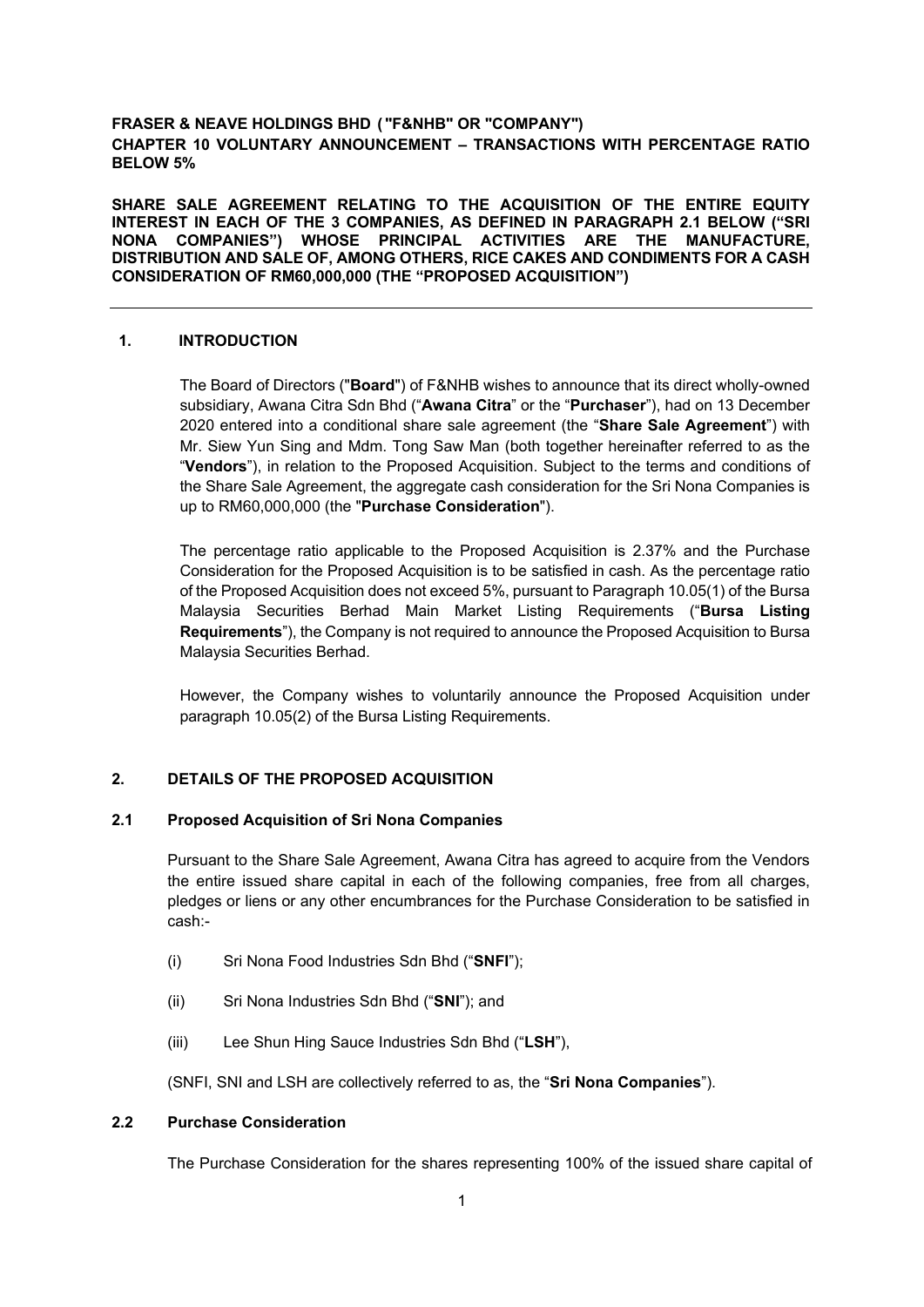**FRASER & NEAVE HOLDINGS BHD ( "F&NHB" OR "COMPANY")**

**CHAPTER 10 VOLUNTARY ANNOUNCEMENT – TRANSACTIONS WITH PERCENTAGE RATIO BELOW 5%**

**SHARE SALE AGREEMENT RELATING TO THE ACQUISITION OF THE ENTIRE EQUITY INTEREST IN EACH OF THE 3 COMPANIES, AS DEFINED IN PARAGRAPH 2.1 BELOW ("SRI NONA COMPANIES") WHOSE PRINCIPAL ACTIVITIES ARE THE MANUFACTURE, DISTRIBUTION AND SALE OF, AMONG OTHERS, RICE CAKES AND CONDIMENTS FOR A CASH CONSIDERATION OF RM60,000,000 (THE "PROPOSED ACQUISITION")**

---

## 1. INTRODUCTION

The Board of Directors ("**Board**") of F&NHB wishes to announce that its direct wholly-owned subsidiary, Awana Citra Sdn Bhd ("**Awana Citra**" or the "**Purchaser**"), had on 13 December 2020 entered into a conditional share sale agreement (the "**Share Sale Agreement**") with Mr. Siew Yun Sing and Mdm. Tong Saw Man (both together hereinafter referred to as the "**Vendors**"), in relation to the Proposed Acquisition. Subject to the terms and conditions of the Share Sale Agreement, the aggregate cash consideration for the Sri Nona Companies is up to RM60,000,000 (the "**Purchase Consideration**").

The percentage ratio applicable to the Proposed Acquisition is 2.37% and the Purchase Consideration for the Proposed Acquisition is to be satisfied in cash. As the percentage ratio of the Proposed Acquisition does not exceed 5%, pursuant to Paragraph 10.05(1) of the Bursa Malaysia Securities Berhad Main Market Listing Requirements ("**Bursa Listing Requirements**"), the Company is not required to announce the Proposed Acquisition to Bursa Malaysia Securities Berhad.

However, the Company wishes to voluntarily announce the Proposed Acquisition under paragraph 10.05(2) of the Bursa Listing Requirements.

## 2. DETAILS OF THE PROPOSED ACQUISITION

### 2.1 Proposed Acquisition of Sri Nona Companies

Pursuant to the Share Sale Agreement, Awana Citra has agreed to acquire from the Vendors the entire issued share capital in each of the following companies, free from all charges, pledges or liens or any other encumbrances for the Purchase Consideration to be satisfied in cash:-

(i) Sri Nona Food Industries Sdn Bhd ("**SNFI**");

(ii) Sri Nona Industries Sdn Bhd ("**SNI**"); and

(iii) Lee Shun Hing Sauce Industries Sdn Bhd ("**LSH**"),

(SNFI, SNI and LSH are collectively referred to as, the "**Sri Nona Companies**").

### 2.2 Purchase Consideration

The Purchase Consideration for the shares representing 100% of the issued share capital of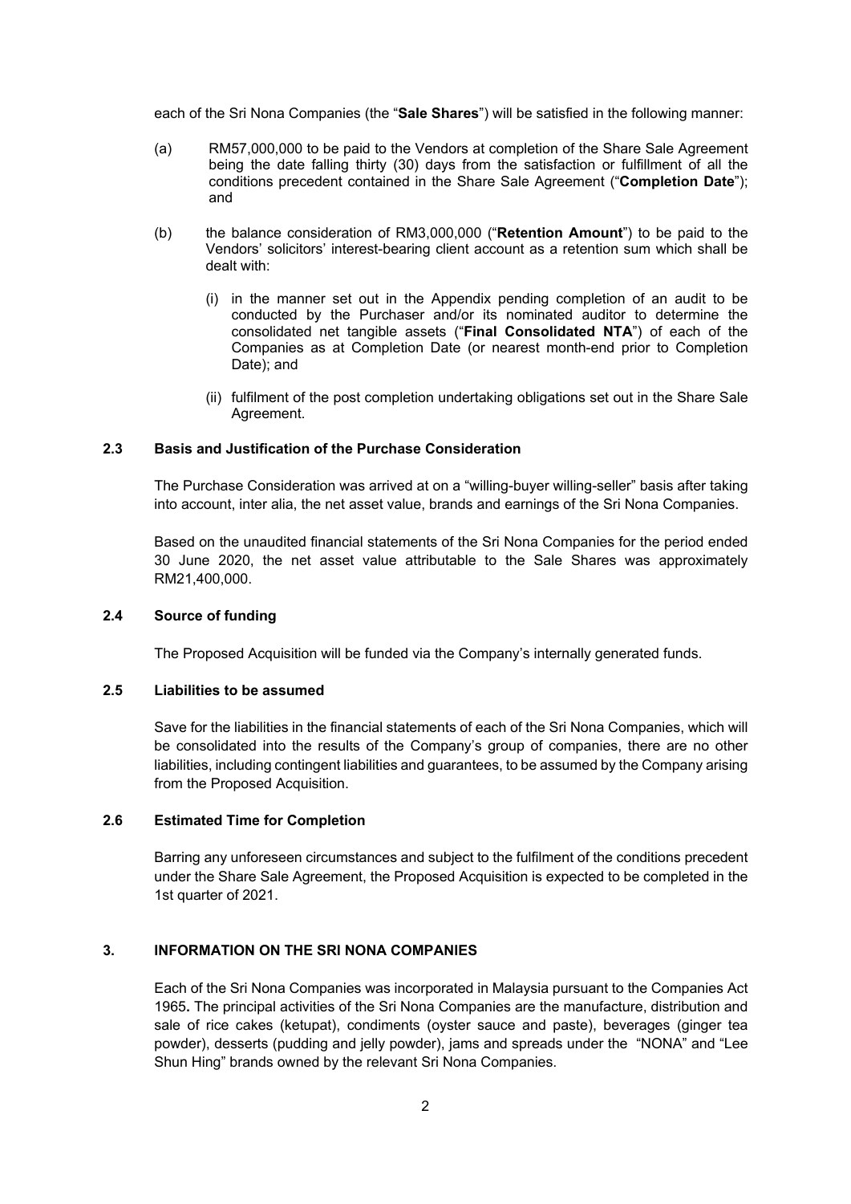each of the Sri Nona Companies (the "**Sale Shares**") will be satisfied in the following manner:

(a) RM57,000,000 to be paid to the Vendors at completion of the Share Sale Agreement being the date falling thirty (30) days from the satisfaction or fulfillment of all the conditions precedent contained in the Share Sale Agreement ("**Completion Date**"); and

(b) the balance consideration of RM3,000,000 ("**Retention Amount**") to be paid to the Vendors' solicitors' interest-bearing client account as a retention sum which shall be dealt with:

   (i) in the manner set out in the Appendix pending completion of an audit to be conducted by the Purchaser and/or its nominated auditor to determine the consolidated net tangible assets ("**Final Consolidated NTA**") of each of the Companies as at Completion Date (or nearest month-end prior to Completion Date); and

   (ii) fulfilment of the post completion undertaking obligations set out in the Share Sale Agreement.

### 2.3 Basis and Justification of the Purchase Consideration

The Purchase Consideration was arrived at on a "willing-buyer willing-seller" basis after taking into account, inter alia, the net asset value, brands and earnings of the Sri Nona Companies.

Based on the unaudited financial statements of the Sri Nona Companies for the period ended 30 June 2020, the net asset value attributable to the Sale Shares was approximately RM21,400,000.

### 2.4 Source of funding

The Proposed Acquisition will be funded via the Company's internally generated funds.

### 2.5 Liabilities to be assumed

Save for the liabilities in the financial statements of each of the Sri Nona Companies, which will be consolidated into the results of the Company's group of companies, there are no other liabilities, including contingent liabilities and guarantees, to be assumed by the Company arising from the Proposed Acquisition.

### 2.6 Estimated Time for Completion

Barring any unforeseen circumstances and subject to the fulfilment of the conditions precedent under the Share Sale Agreement, the Proposed Acquisition is expected to be completed in the 1st quarter of 2021.

## 3. INFORMATION ON THE SRI NONA COMPANIES

Each of the Sri Nona Companies was incorporated in Malaysia pursuant to the Companies Act 1965**.** The principal activities of the Sri Nona Companies are the manufacture, distribution and sale of rice cakes (ketupat), condiments (oyster sauce and paste), beverages (ginger tea powder), desserts (pudding and jelly powder), jams and spreads under the "NONA" and "Lee Shun Hing" brands owned by the relevant Sri Nona Companies.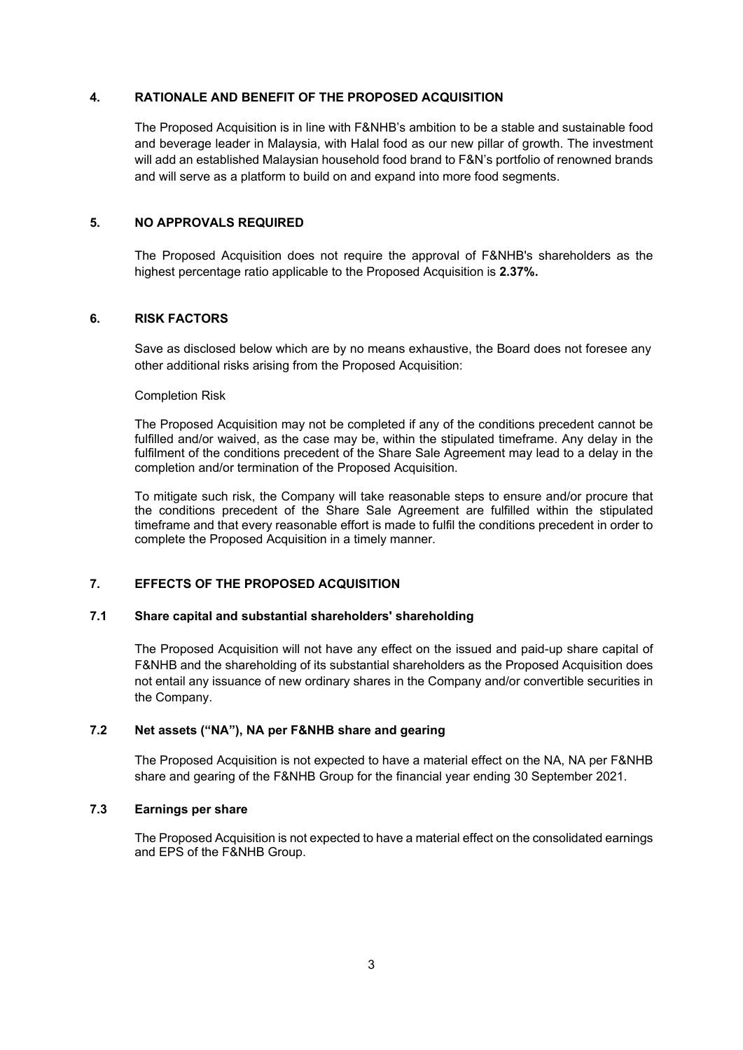## 4. RATIONALE AND BENEFIT OF THE PROPOSED ACQUISITION

The Proposed Acquisition is in line with F&NHB's ambition to be a stable and sustainable food and beverage leader in Malaysia, with Halal food as our new pillar of growth. The investment will add an established Malaysian household food brand to F&N's portfolio of renowned brands and will serve as a platform to build on and expand into more food segments.

## 5. NO APPROVALS REQUIRED

The Proposed Acquisition does not require the approval of F&NHB's shareholders as the highest percentage ratio applicable to the Proposed Acquisition is **2.37%.**

## 6. RISK FACTORS

Save as disclosed below which are by no means exhaustive, the Board does not foresee any other additional risks arising from the Proposed Acquisition:

Completion Risk

The Proposed Acquisition may not be completed if any of the conditions precedent cannot be fulfilled and/or waived, as the case may be, within the stipulated timeframe. Any delay in the fulfilment of the conditions precedent of the Share Sale Agreement may lead to a delay in the completion and/or termination of the Proposed Acquisition.

To mitigate such risk, the Company will take reasonable steps to ensure and/or procure that the conditions precedent of the Share Sale Agreement are fulfilled within the stipulated timeframe and that every reasonable effort is made to fulfil the conditions precedent in order to complete the Proposed Acquisition in a timely manner.

## 7. EFFECTS OF THE PROPOSED ACQUISITION

### 7.1 Share capital and substantial shareholders' shareholding

The Proposed Acquisition will not have any effect on the issued and paid-up share capital of F&NHB and the shareholding of its substantial shareholders as the Proposed Acquisition does not entail any issuance of new ordinary shares in the Company and/or convertible securities in the Company.

### 7.2 Net assets ("NA"), NA per F&NHB share and gearing

The Proposed Acquisition is not expected to have a material effect on the NA, NA per F&NHB share and gearing of the F&NHB Group for the financial year ending 30 September 2021.

### 7.3 Earnings per share

The Proposed Acquisition is not expected to have a material effect on the consolidated earnings and EPS of the F&NHB Group.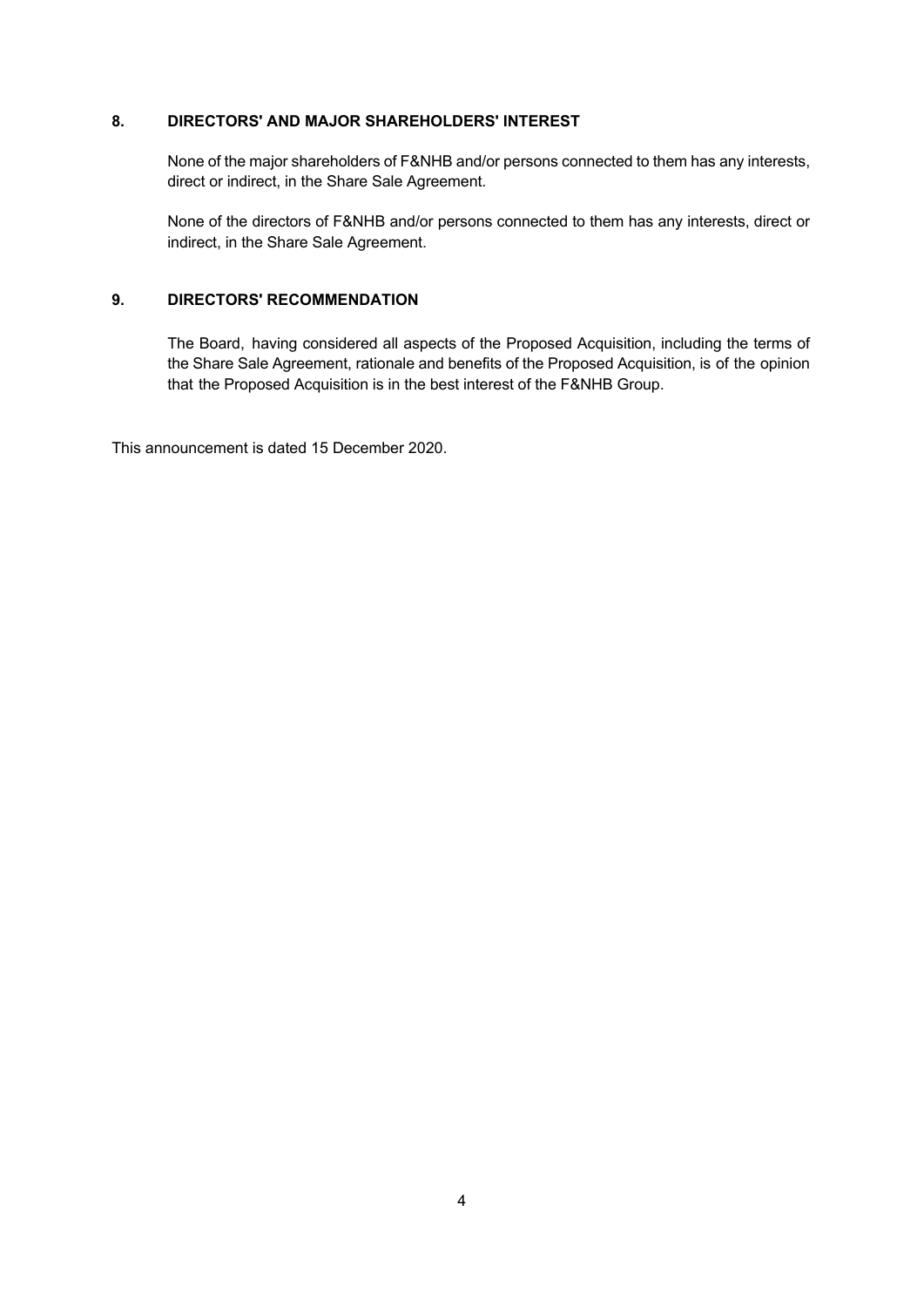## 8. DIRECTORS' AND MAJOR SHAREHOLDERS' INTEREST

None of the major shareholders of F&NHB and/or persons connected to them has any interests, direct or indirect, in the Share Sale Agreement.

None of the directors of F&NHB and/or persons connected to them has any interests, direct or indirect, in the Share Sale Agreement.

## 9. DIRECTORS' RECOMMENDATION

The Board, having considered all aspects of the Proposed Acquisition, including the terms of the Share Sale Agreement, rationale and benefits of the Proposed Acquisition, is of the opinion that the Proposed Acquisition is in the best interest of the F&NHB Group.

This announcement is dated 15 December 2020.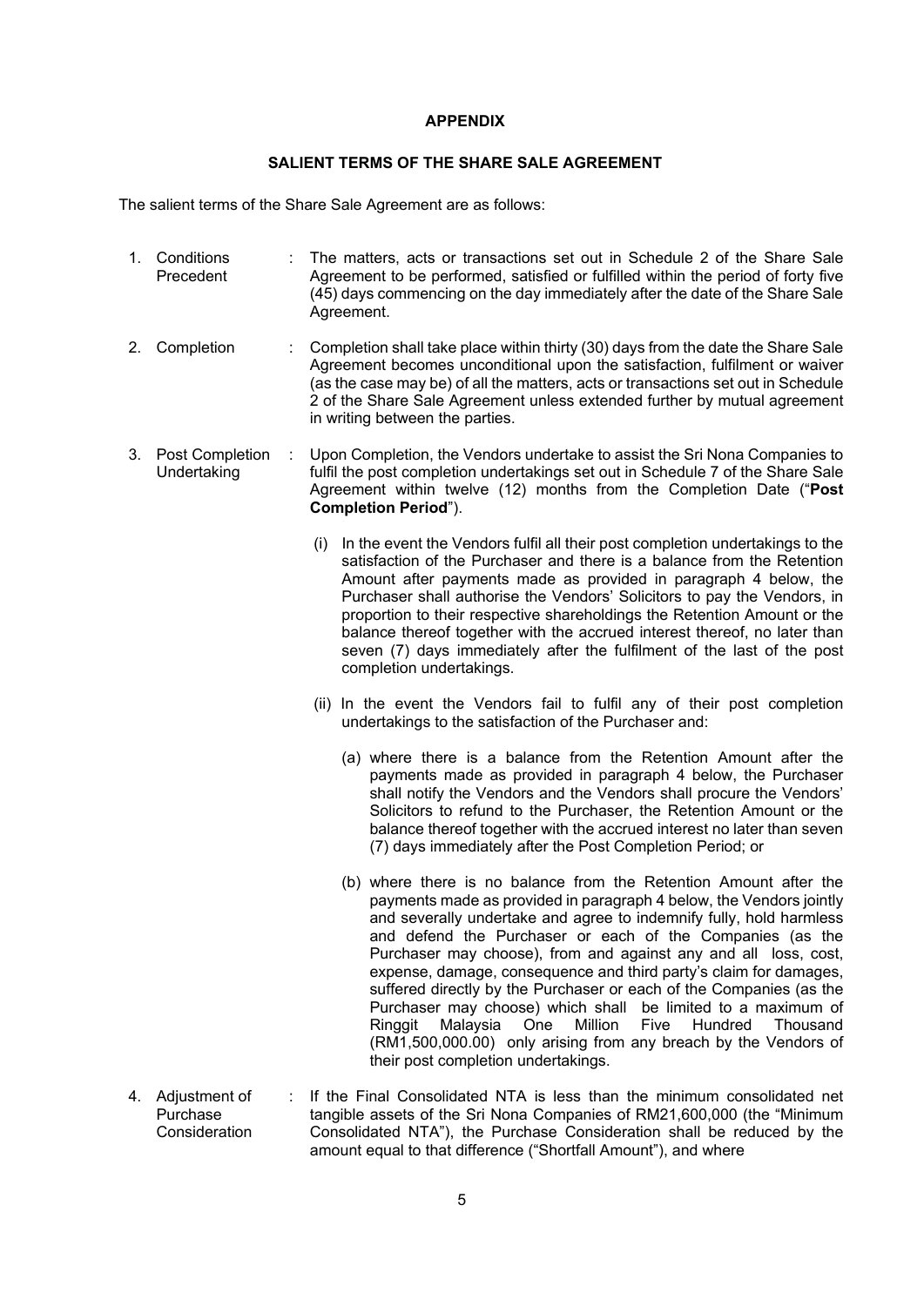## APPENDIX

## SALIENT TERMS OF THE SHARE SALE AGREEMENT

The salient terms of the Share Sale Agreement are as follows:

1. **Conditions Precedent** : The matters, acts or transactions set out in Schedule 2 of the Share Sale Agreement to be performed, satisfied or fulfilled within the period of forty five (45) days commencing on the day immediately after the date of the Share Sale Agreement.

2. **Completion** : Completion shall take place within thirty (30) days from the date the Share Sale Agreement becomes unconditional upon the satisfaction, fulfilment or waiver (as the case may be) of all the matters, acts or transactions set out in Schedule 2 of the Share Sale Agreement unless extended further by mutual agreement in writing between the parties.

3. **Post Completion Undertaking** : Upon Completion, the Vendors undertake to assist the Sri Nona Companies to fulfil the post completion undertakings set out in Schedule 7 of the Share Sale Agreement within twelve (12) months from the Completion Date ("**Post Completion Period**").

   (i) In the event the Vendors fulfil all their post completion undertakings to the satisfaction of the Purchaser and there is a balance from the Retention Amount after payments made as provided in paragraph 4 below, the Purchaser shall authorise the Vendors' Solicitors to pay the Vendors, in proportion to their respective shareholdings the Retention Amount or the balance thereof together with the accrued interest thereof, no later than seven (7) days immediately after the fulfilment of the last of the post completion undertakings.

   (ii) In the event the Vendors fail to fulfil any of their post completion undertakings to the satisfaction of the Purchaser and:

      (a) where there is a balance from the Retention Amount after the payments made as provided in paragraph 4 below, the Purchaser shall notify the Vendors and the Vendors shall procure the Vendors' Solicitors to refund to the Purchaser, the Retention Amount or the balance thereof together with the accrued interest no later than seven (7) days immediately after the Post Completion Period; or

      (b) where there is no balance from the Retention Amount after the payments made as provided in paragraph 4 below, the Vendors jointly and severally undertake and agree to indemnify fully, hold harmless and defend the Purchaser or each of the Companies (as the Purchaser may choose), from and against any and all loss, cost, expense, damage, consequence and third party's claim for damages, suffered directly by the Purchaser or each of the Companies (as the Purchaser may choose) which shall be limited to a maximum of Ringgit Malaysia One Million Five Hundred Thousand (RM1,500,000.00) only arising from any breach by the Vendors of their post completion undertakings.

4. **Adjustment of Purchase Consideration** : If the Final Consolidated NTA is less than the minimum consolidated net tangible assets of the Sri Nona Companies of RM21,600,000 (the "Minimum Consolidated NTA"), the Purchase Consideration shall be reduced by the amount equal to that difference ("Shortfall Amount"), and where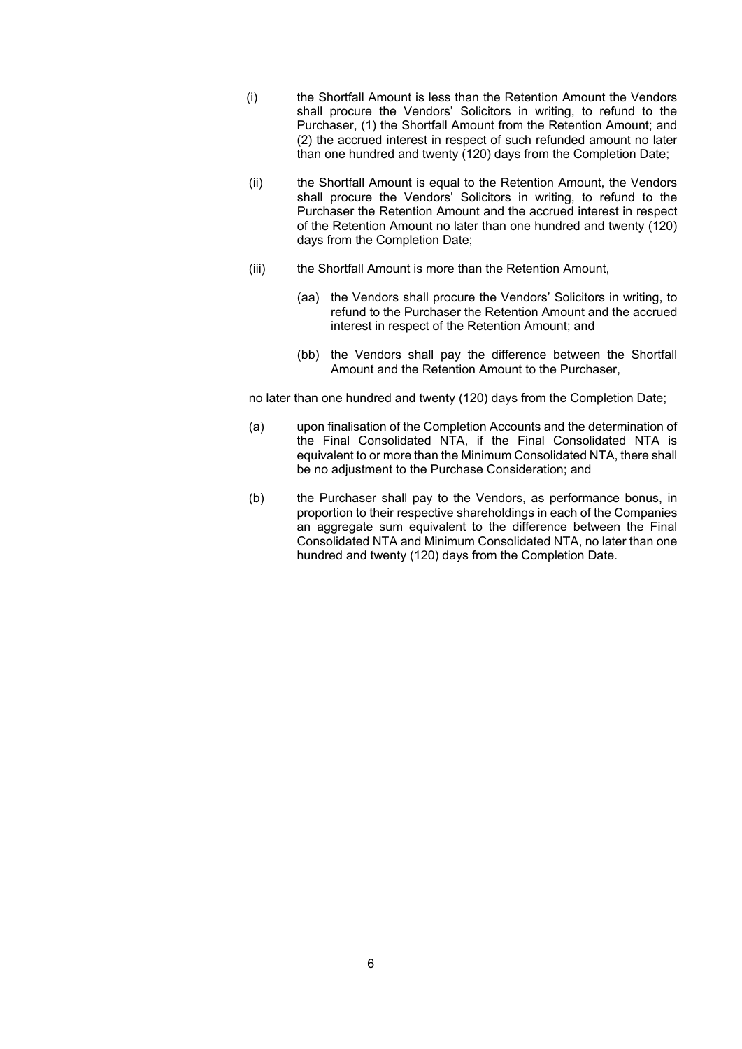(i) the Shortfall Amount is less than the Retention Amount the Vendors shall procure the Vendors' Solicitors in writing, to refund to the Purchaser, (1) the Shortfall Amount from the Retention Amount; and (2) the accrued interest in respect of such refunded amount no later than one hundred and twenty (120) days from the Completion Date;

(ii) the Shortfall Amount is equal to the Retention Amount, the Vendors shall procure the Vendors' Solicitors in writing, to refund to the Purchaser the Retention Amount and the accrued interest in respect of the Retention Amount no later than one hundred and twenty (120) days from the Completion Date;

(iii) the Shortfall Amount is more than the Retention Amount,

  (aa) the Vendors shall procure the Vendors' Solicitors in writing, to refund to the Purchaser the Retention Amount and the accrued interest in respect of the Retention Amount; and

  (bb) the Vendors shall pay the difference between the Shortfall Amount and the Retention Amount to the Purchaser,

no later than one hundred and twenty (120) days from the Completion Date;

(a) upon finalisation of the Completion Accounts and the determination of the Final Consolidated NTA, if the Final Consolidated NTA is equivalent to or more than the Minimum Consolidated NTA, there shall be no adjustment to the Purchase Consideration; and

(b) the Purchaser shall pay to the Vendors, as performance bonus, in proportion to their respective shareholdings in each of the Companies an aggregate sum equivalent to the difference between the Final Consolidated NTA and Minimum Consolidated NTA, no later than one hundred and twenty (120) days from the Completion Date.